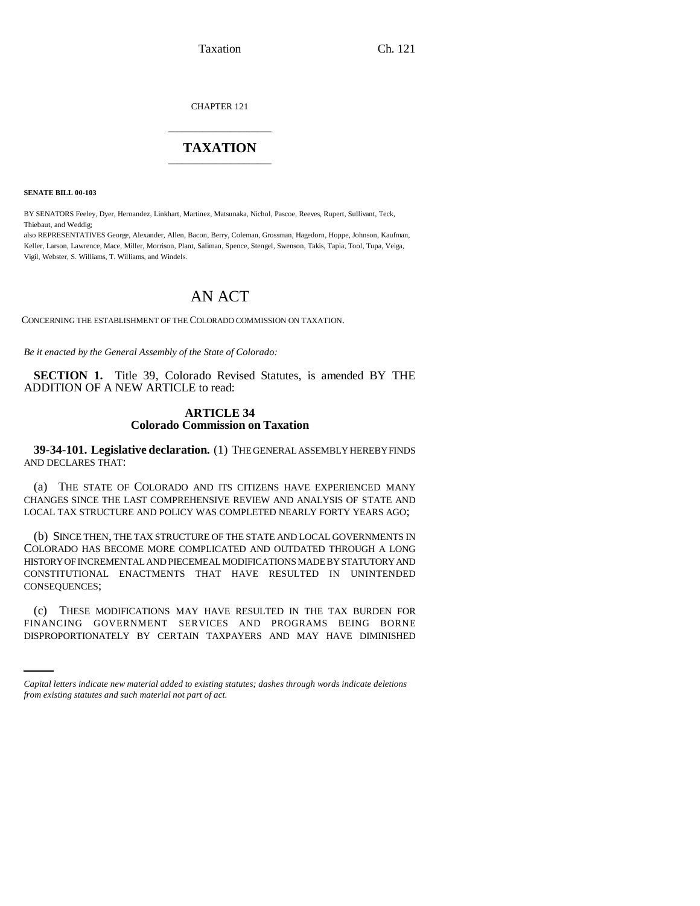CHAPTER 121

# TAXATION

**SENATE BILL 00-103**

BY SENATORS Feeley, Dyer, Hernandez, Linkhart, Martinez, Matsunaka, Nichol, Pascoe, Reeves, Rupert, Sullivant, Teck, Thiebaut, and Weddig;
also REPRESENTATIVES George, Alexander, Allen, Bacon, Berry, Coleman, Grossman, Hagedorn, Hoppe, Johnson, Kaufman, Keller, Larson, Lawrence, Mace, Miller, Morrison, Plant, Saliman, Spence, Stengel, Swenson, Takis, Tapia, Tool, Tupa, Veiga, Vigil, Webster, S. Williams, T. Williams, and Windels.

## AN ACT

CONCERNING THE ESTABLISHMENT OF THE COLORADO COMMISSION ON TAXATION.

*Be it enacted by the General Assembly of the State of Colorado:*

**SECTION 1.** Title 39, Colorado Revised Statutes, is amended BY THE ADDITION OF A NEW ARTICLE to read:

**ARTICLE 34**
**Colorado Commission on Taxation**

**39-34-101. Legislative declaration.** (1) THE GENERAL ASSEMBLY HEREBY FINDS AND DECLARES THAT:

(a) THE STATE OF COLORADO AND ITS CITIZENS HAVE EXPERIENCED MANY CHANGES SINCE THE LAST COMPREHENSIVE REVIEW AND ANALYSIS OF STATE AND LOCAL TAX STRUCTURE AND POLICY WAS COMPLETED NEARLY FORTY YEARS AGO;

(b) SINCE THEN, THE TAX STRUCTURE OF THE STATE AND LOCAL GOVERNMENTS IN COLORADO HAS BECOME MORE COMPLICATED AND OUTDATED THROUGH A LONG HISTORY OF INCREMENTAL AND PIECEMEAL MODIFICATIONS MADE BY STATUTORY AND CONSTITUTIONAL ENACTMENTS THAT HAVE RESULTED IN UNINTENDED CONSEQUENCES;

(c) THESE MODIFICATIONS MAY HAVE RESULTED IN THE TAX BURDEN FOR FINANCING GOVERNMENT SERVICES AND PROGRAMS BEING BORNE DISPROPORTIONATELY BY CERTAIN TAXPAYERS AND MAY HAVE DIMINISHED

*Capital letters indicate new material added to existing statutes; dashes through words indicate deletions from existing statutes and such material not part of act.*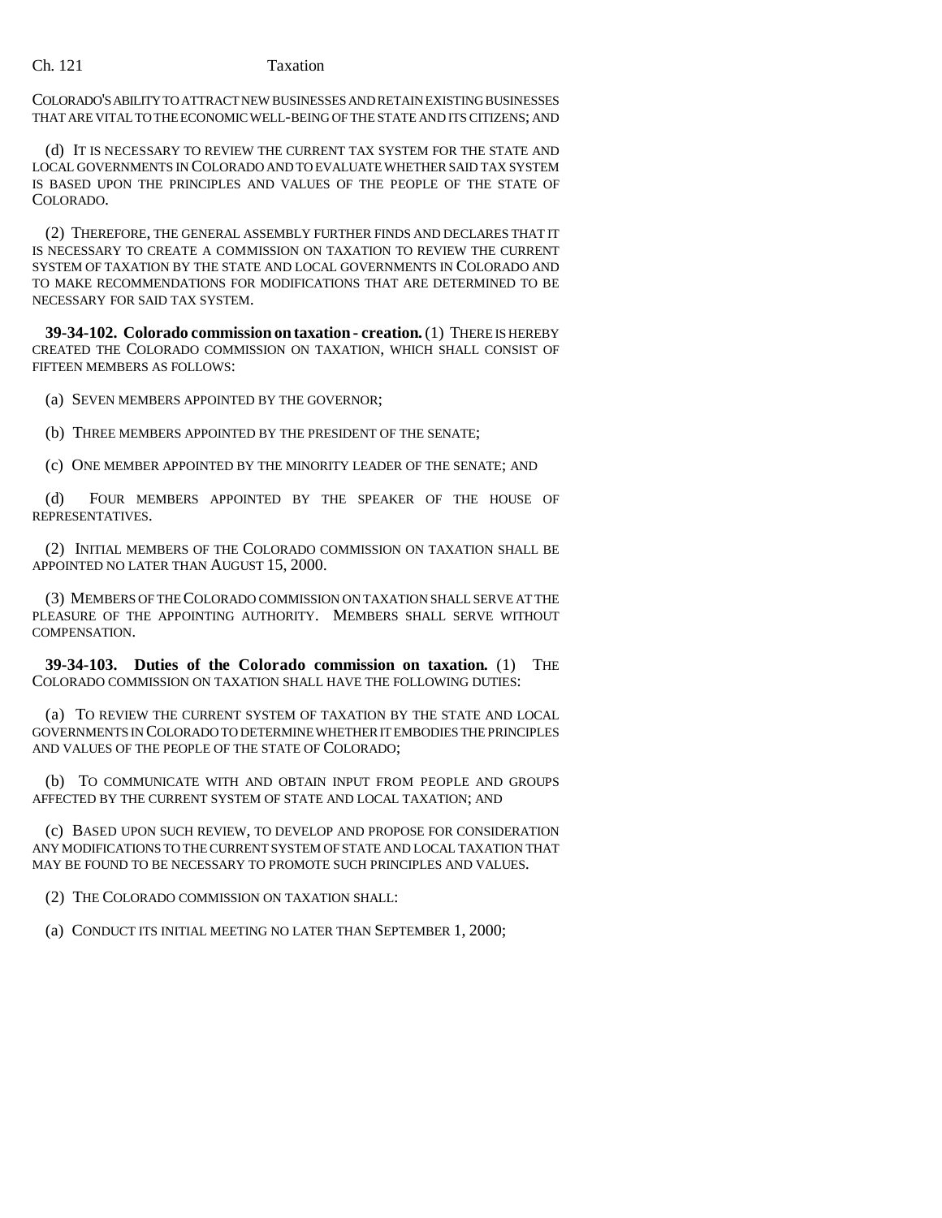COLORADO'S ABILITY TO ATTRACT NEW BUSINESSES AND RETAIN EXISTING BUSINESSES THAT ARE VITAL TO THE ECONOMIC WELL-BEING OF THE STATE AND ITS CITIZENS; AND

(d) IT IS NECESSARY TO REVIEW THE CURRENT TAX SYSTEM FOR THE STATE AND LOCAL GOVERNMENTS IN COLORADO AND TO EVALUATE WHETHER SAID TAX SYSTEM IS BASED UPON THE PRINCIPLES AND VALUES OF THE PEOPLE OF THE STATE OF COLORADO.

(2) THEREFORE, THE GENERAL ASSEMBLY FURTHER FINDS AND DECLARES THAT IT IS NECESSARY TO CREATE A COMMISSION ON TAXATION TO REVIEW THE CURRENT SYSTEM OF TAXATION BY THE STATE AND LOCAL GOVERNMENTS IN COLORADO AND TO MAKE RECOMMENDATIONS FOR MODIFICATIONS THAT ARE DETERMINED TO BE NECESSARY FOR SAID TAX SYSTEM.

**39-34-102. Colorado commission on taxation - creation.** (1) THERE IS HEREBY CREATED THE COLORADO COMMISSION ON TAXATION, WHICH SHALL CONSIST OF FIFTEEN MEMBERS AS FOLLOWS:

(a) SEVEN MEMBERS APPOINTED BY THE GOVERNOR;

(b) THREE MEMBERS APPOINTED BY THE PRESIDENT OF THE SENATE;

(c) ONE MEMBER APPOINTED BY THE MINORITY LEADER OF THE SENATE; AND

(d) FOUR MEMBERS APPOINTED BY THE SPEAKER OF THE HOUSE OF REPRESENTATIVES.

(2) INITIAL MEMBERS OF THE COLORADO COMMISSION ON TAXATION SHALL BE APPOINTED NO LATER THAN AUGUST 15, 2000.

(3) MEMBERS OF THE COLORADO COMMISSION ON TAXATION SHALL SERVE AT THE PLEASURE OF THE APPOINTING AUTHORITY. MEMBERS SHALL SERVE WITHOUT COMPENSATION.

**39-34-103. Duties of the Colorado commission on taxation.** (1) THE COLORADO COMMISSION ON TAXATION SHALL HAVE THE FOLLOWING DUTIES:

(a) TO REVIEW THE CURRENT SYSTEM OF TAXATION BY THE STATE AND LOCAL GOVERNMENTS IN COLORADO TO DETERMINE WHETHER IT EMBODIES THE PRINCIPLES AND VALUES OF THE PEOPLE OF THE STATE OF COLORADO;

(b) TO COMMUNICATE WITH AND OBTAIN INPUT FROM PEOPLE AND GROUPS AFFECTED BY THE CURRENT SYSTEM OF STATE AND LOCAL TAXATION; AND

(c) BASED UPON SUCH REVIEW, TO DEVELOP AND PROPOSE FOR CONSIDERATION ANY MODIFICATIONS TO THE CURRENT SYSTEM OF STATE AND LOCAL TAXATION THAT MAY BE FOUND TO BE NECESSARY TO PROMOTE SUCH PRINCIPLES AND VALUES.

(2) THE COLORADO COMMISSION ON TAXATION SHALL:

(a) CONDUCT ITS INITIAL MEETING NO LATER THAN SEPTEMBER 1, 2000;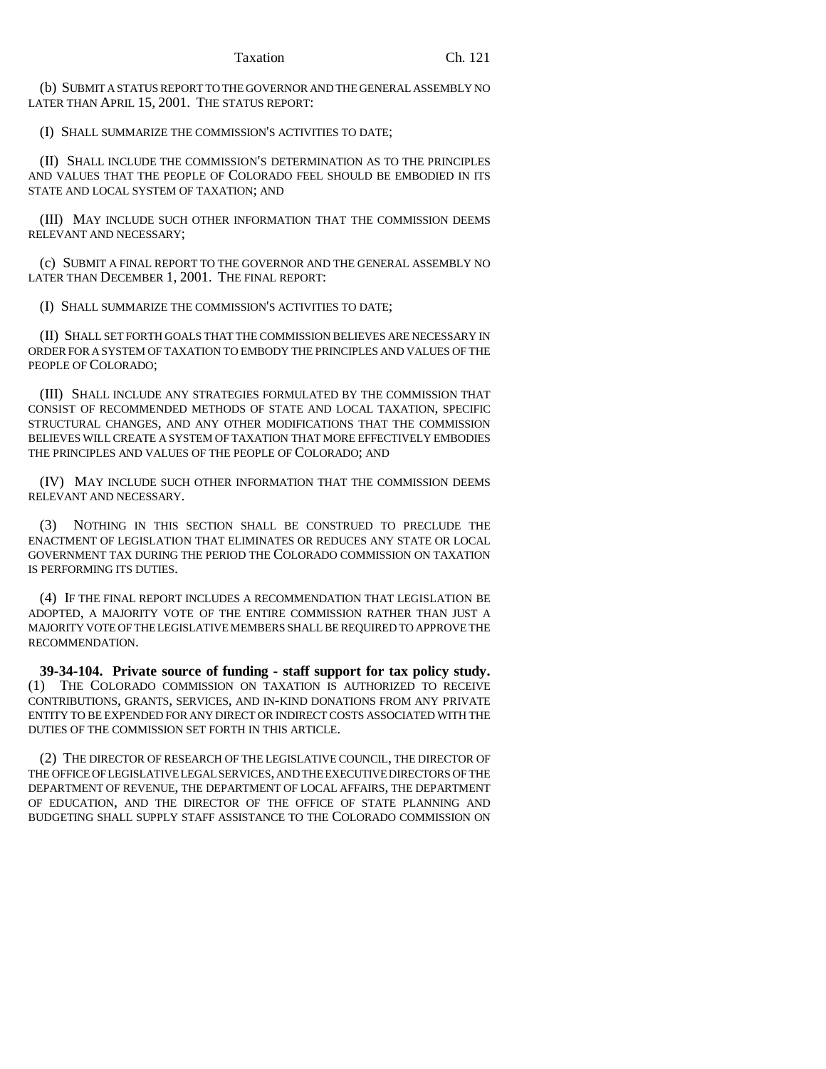(b) SUBMIT A STATUS REPORT TO THE GOVERNOR AND THE GENERAL ASSEMBLY NO LATER THAN APRIL 15, 2001. THE STATUS REPORT:

(I) SHALL SUMMARIZE THE COMMISSION'S ACTIVITIES TO DATE;

(II) SHALL INCLUDE THE COMMISSION'S DETERMINATION AS TO THE PRINCIPLES AND VALUES THAT THE PEOPLE OF COLORADO FEEL SHOULD BE EMBODIED IN ITS STATE AND LOCAL SYSTEM OF TAXATION; AND

(III) MAY INCLUDE SUCH OTHER INFORMATION THAT THE COMMISSION DEEMS RELEVANT AND NECESSARY;

(c) SUBMIT A FINAL REPORT TO THE GOVERNOR AND THE GENERAL ASSEMBLY NO LATER THAN DECEMBER 1, 2001. THE FINAL REPORT:

(I) SHALL SUMMARIZE THE COMMISSION'S ACTIVITIES TO DATE;

(II) SHALL SET FORTH GOALS THAT THE COMMISSION BELIEVES ARE NECESSARY IN ORDER FOR A SYSTEM OF TAXATION TO EMBODY THE PRINCIPLES AND VALUES OF THE PEOPLE OF COLORADO;

(III) SHALL INCLUDE ANY STRATEGIES FORMULATED BY THE COMMISSION THAT CONSIST OF RECOMMENDED METHODS OF STATE AND LOCAL TAXATION, SPECIFIC STRUCTURAL CHANGES, AND ANY OTHER MODIFICATIONS THAT THE COMMISSION BELIEVES WILL CREATE A SYSTEM OF TAXATION THAT MORE EFFECTIVELY EMBODIES THE PRINCIPLES AND VALUES OF THE PEOPLE OF COLORADO; AND

(IV) MAY INCLUDE SUCH OTHER INFORMATION THAT THE COMMISSION DEEMS RELEVANT AND NECESSARY.

(3) NOTHING IN THIS SECTION SHALL BE CONSTRUED TO PRECLUDE THE ENACTMENT OF LEGISLATION THAT ELIMINATES OR REDUCES ANY STATE OR LOCAL GOVERNMENT TAX DURING THE PERIOD THE COLORADO COMMISSION ON TAXATION IS PERFORMING ITS DUTIES.

(4) IF THE FINAL REPORT INCLUDES A RECOMMENDATION THAT LEGISLATION BE ADOPTED, A MAJORITY VOTE OF THE ENTIRE COMMISSION RATHER THAN JUST A MAJORITY VOTE OF THE LEGISLATIVE MEMBERS SHALL BE REQUIRED TO APPROVE THE RECOMMENDATION.

**39-34-104. Private source of funding - staff support for tax policy study.** (1) THE COLORADO COMMISSION ON TAXATION IS AUTHORIZED TO RECEIVE CONTRIBUTIONS, GRANTS, SERVICES, AND IN-KIND DONATIONS FROM ANY PRIVATE ENTITY TO BE EXPENDED FOR ANY DIRECT OR INDIRECT COSTS ASSOCIATED WITH THE DUTIES OF THE COMMISSION SET FORTH IN THIS ARTICLE.

(2) THE DIRECTOR OF RESEARCH OF THE LEGISLATIVE COUNCIL, THE DIRECTOR OF THE OFFICE OF LEGISLATIVE LEGAL SERVICES, AND THE EXECUTIVE DIRECTORS OF THE DEPARTMENT OF REVENUE, THE DEPARTMENT OF LOCAL AFFAIRS, THE DEPARTMENT OF EDUCATION, AND THE DIRECTOR OF THE OFFICE OF STATE PLANNING AND BUDGETING SHALL SUPPLY STAFF ASSISTANCE TO THE COLORADO COMMISSION ON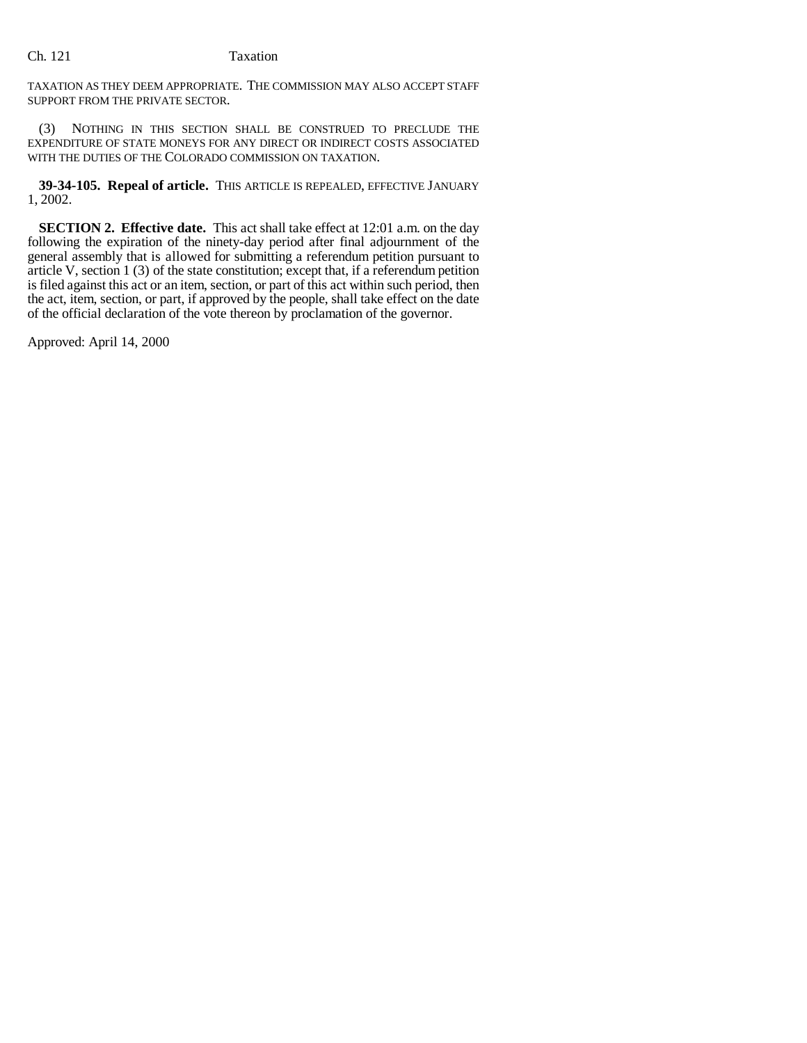TAXATION AS THEY DEEM APPROPRIATE. THE COMMISSION MAY ALSO ACCEPT STAFF SUPPORT FROM THE PRIVATE SECTOR.

(3) NOTHING IN THIS SECTION SHALL BE CONSTRUED TO PRECLUDE THE EXPENDITURE OF STATE MONEYS FOR ANY DIRECT OR INDIRECT COSTS ASSOCIATED WITH THE DUTIES OF THE COLORADO COMMISSION ON TAXATION.

**39-34-105. Repeal of article.** THIS ARTICLE IS REPEALED, EFFECTIVE JANUARY 1, 2002.

**SECTION 2. Effective date.** This act shall take effect at 12:01 a.m. on the day following the expiration of the ninety-day period after final adjournment of the general assembly that is allowed for submitting a referendum petition pursuant to article V, section 1 (3) of the state constitution; except that, if a referendum petition is filed against this act or an item, section, or part of this act within such period, then the act, item, section, or part, if approved by the people, shall take effect on the date of the official declaration of the vote thereon by proclamation of the governor.

Approved: April 14, 2000